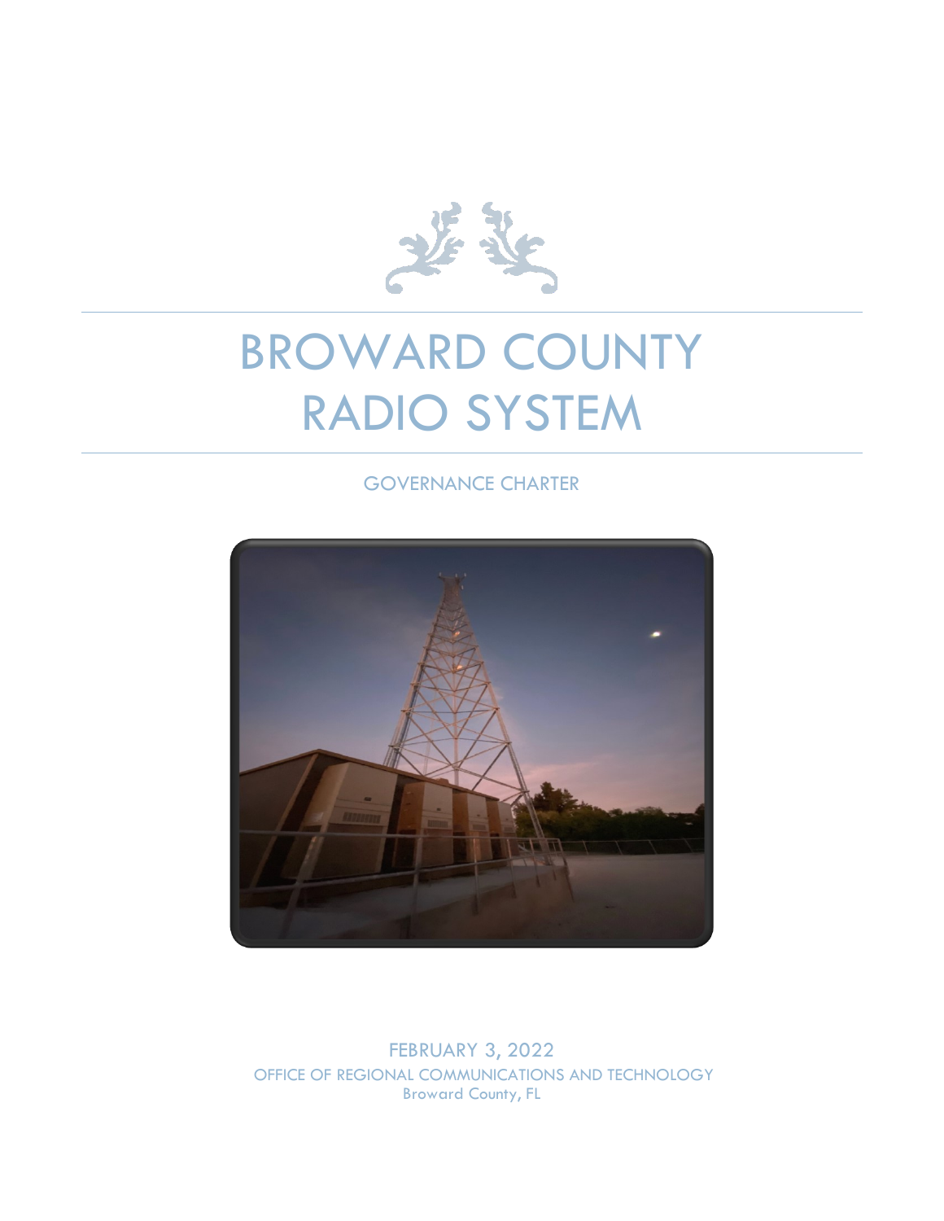# BROWARD COUNTY RADIO SYSTEM

GOVERNANCE CHARTER

FEBRUARY 3, 2022

OFFICE OF REGIONAL COMMUNICATIONS AND TECHNOLOGY

Broward County, FL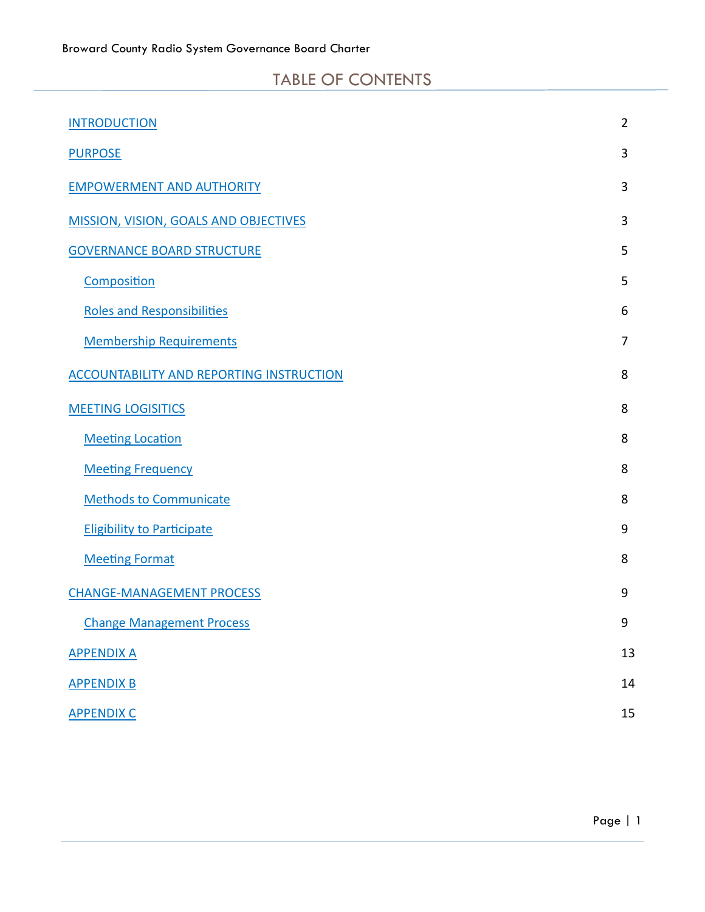# TABLE OF CONTENTS

| | |
|---|---|
| INTRODUCTION | 2 |
| PURPOSE | 3 |
| EMPOWERMENT AND AUTHORITY | 3 |
| MISSION, VISION, GOALS AND OBJECTIVES | 3 |
| GOVERNANCE BOARD STRUCTURE | 5 |
| Composition | 5 |
| Roles and Responsibilities | 6 |
| Membership Requirements | 7 |
| ACCOUNTABILITY AND REPORTING INSTRUCTION | 8 |
| MEETING LOGISITICS | 8 |
| Meeting Location | 8 |
| Meeting Frequency | 8 |
| Methods to Communicate | 8 |
| Eligibility to Participate | 9 |
| Meeting Format | 8 |
| CHANGE-MANAGEMENT PROCESS | 9 |
| Change Management Process | 9 |
| APPENDIX A | 13 |
| APPENDIX B | 14 |
| APPENDIX C | 15 |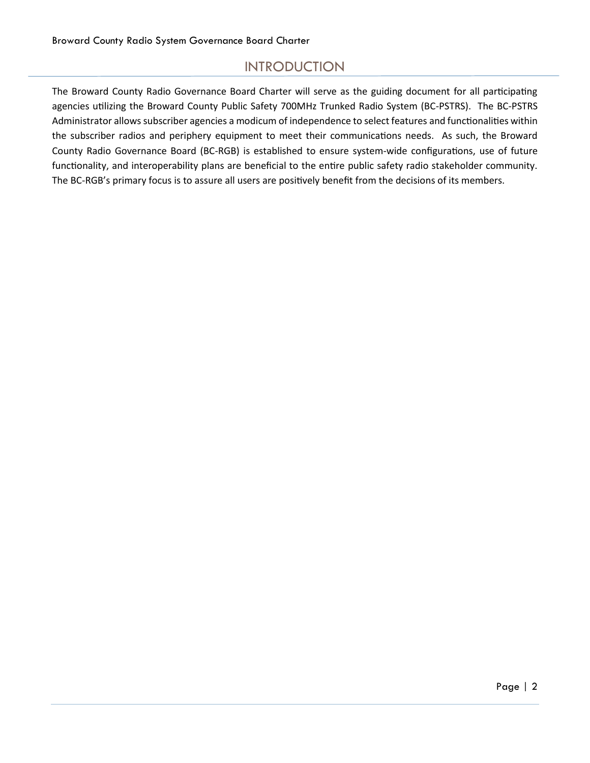# INTRODUCTION

The Broward County Radio Governance Board Charter will serve as the guiding document for all participating agencies utilizing the Broward County Public Safety 700MHz Trunked Radio System (BC-PSTRS). The BC-PSTRS Administrator allows subscriber agencies a modicum of independence to select features and functionalities within the subscriber radios and periphery equipment to meet their communications needs. As such, the Broward County Radio Governance Board (BC-RGB) is established to ensure system-wide configurations, use of future functionality, and interoperability plans are beneficial to the entire public safety radio stakeholder community. The BC-RGB's primary focus is to assure all users are positively benefit from the decisions of its members.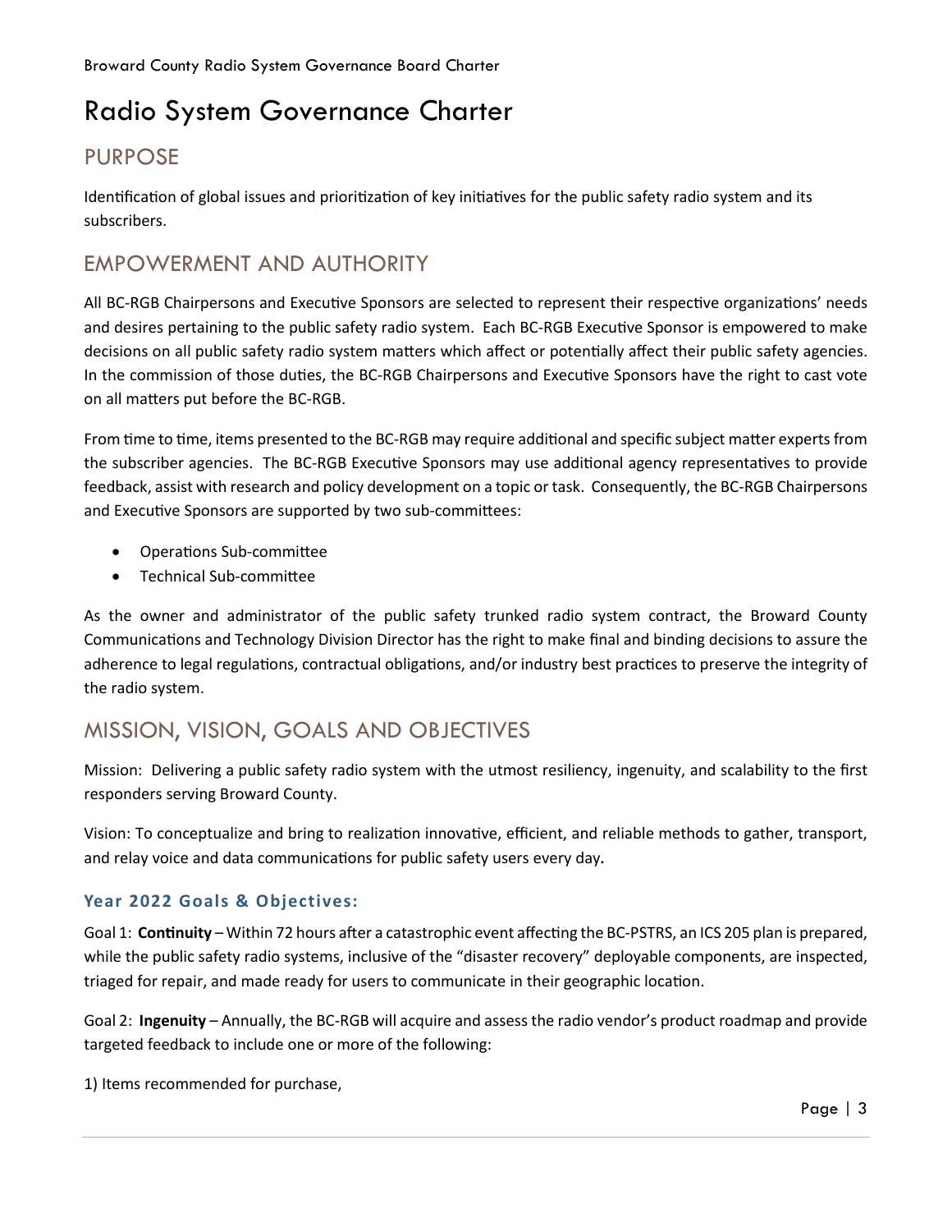# Radio System Governance Charter

## PURPOSE

Identification of global issues and prioritization of key initiatives for the public safety radio system and its subscribers.

## EMPOWERMENT AND AUTHORITY

All BC-RGB Chairpersons and Executive Sponsors are selected to represent their respective organizations' needs and desires pertaining to the public safety radio system. Each BC-RGB Executive Sponsor is empowered to make decisions on all public safety radio system matters which affect or potentially affect their public safety agencies. In the commission of those duties, the BC-RGB Chairpersons and Executive Sponsors have the right to cast vote on all matters put before the BC-RGB.

From time to time, items presented to the BC-RGB may require additional and specific subject matter experts from the subscriber agencies. The BC-RGB Executive Sponsors may use additional agency representatives to provide feedback, assist with research and policy development on a topic or task. Consequently, the BC-RGB Chairpersons and Executive Sponsors are supported by two sub-committees:

- Operations Sub-committee
- Technical Sub-committee

As the owner and administrator of the public safety trunked radio system contract, the Broward County Communications and Technology Division Director has the right to make final and binding decisions to assure the adherence to legal regulations, contractual obligations, and/or industry best practices to preserve the integrity of the radio system.

## MISSION, VISION, GOALS AND OBJECTIVES

Mission: Delivering a public safety radio system with the utmost resiliency, ingenuity, and scalability to the first responders serving Broward County.

Vision: To conceptualize and bring to realization innovative, efficient, and reliable methods to gather, transport, and relay voice and data communications for public safety users every day.

### Year 2022 Goals & Objectives:

Goal 1: **Continuity** – Within 72 hours after a catastrophic event affecting the BC-PSTRS, an ICS 205 plan is prepared, while the public safety radio systems, inclusive of the "disaster recovery" deployable components, are inspected, triaged for repair, and made ready for users to communicate in their geographic location.

Goal 2: **Ingenuity** – Annually, the BC-RGB will acquire and assess the radio vendor's product roadmap and provide targeted feedback to include one or more of the following:

1) Items recommended for purchase,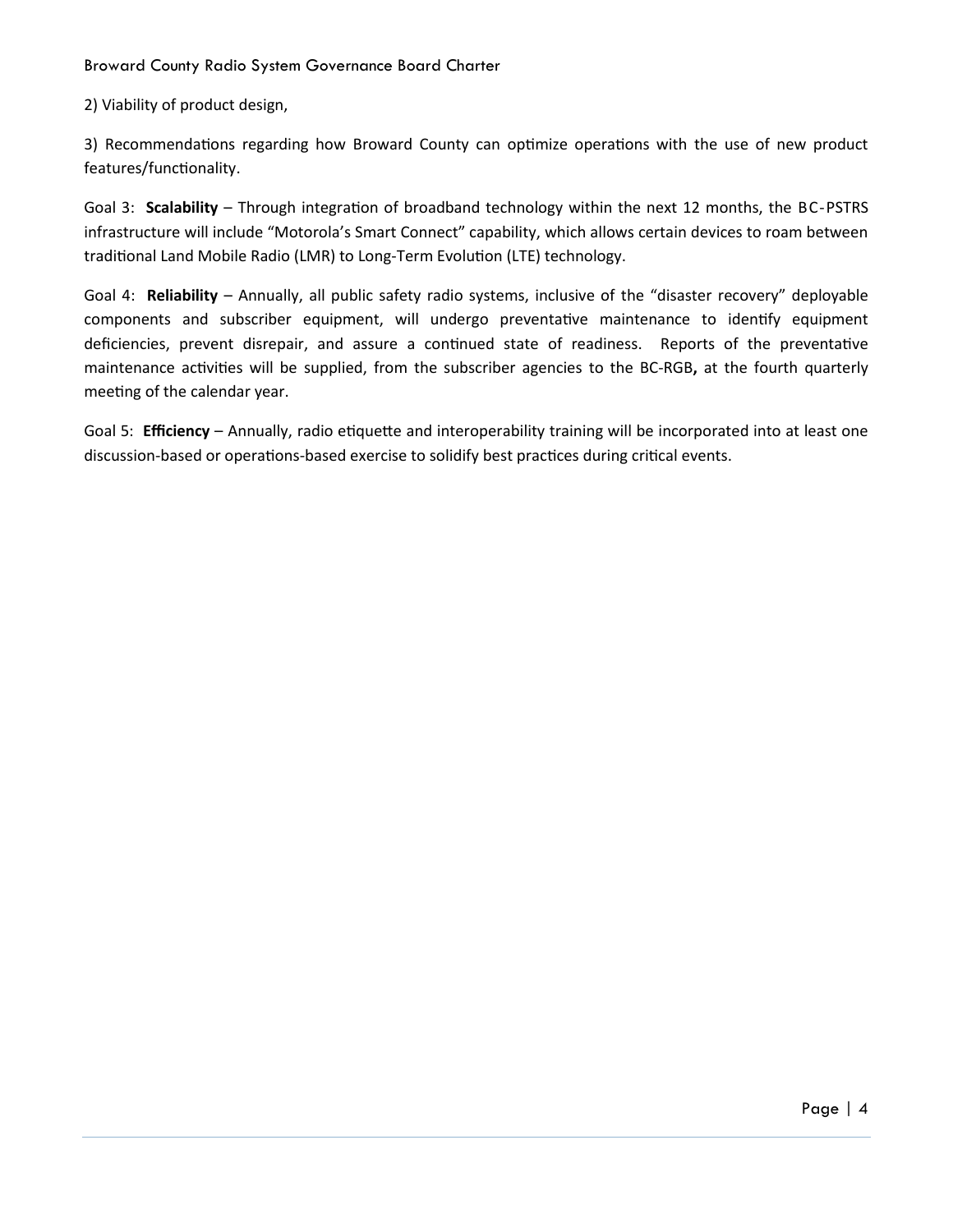2) Viability of product design,

3) Recommendations regarding how Broward County can optimize operations with the use of new product features/functionality.

Goal 3: **Scalability** – Through integration of broadband technology within the next 12 months, the BC-PSTRS infrastructure will include "Motorola's Smart Connect" capability, which allows certain devices to roam between traditional Land Mobile Radio (LMR) to Long-Term Evolution (LTE) technology.

Goal 4: **Reliability** – Annually, all public safety radio systems, inclusive of the "disaster recovery" deployable components and subscriber equipment, will undergo preventative maintenance to identify equipment deficiencies, prevent disrepair, and assure a continued state of readiness. Reports of the preventative maintenance activities will be supplied, from the subscriber agencies to the BC-RGB**,** at the fourth quarterly meeting of the calendar year.

Goal 5: **Efficiency** – Annually, radio etiquette and interoperability training will be incorporated into at least one discussion-based or operations-based exercise to solidify best practices during critical events.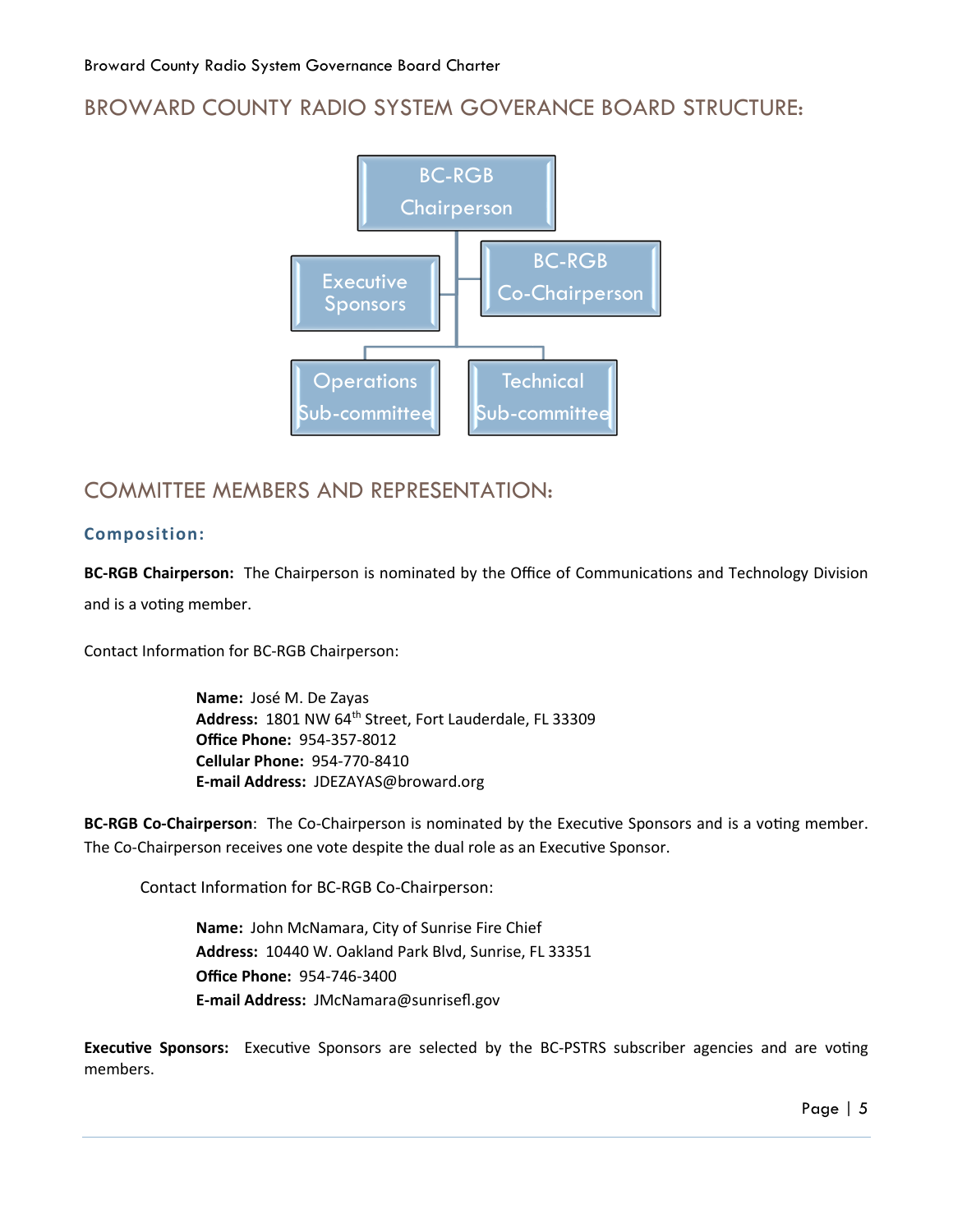## BROWARD COUNTY RADIO SYSTEM GOVERANCE BOARD STRUCTURE:

BC-RGB Chairperson

Executive Sponsors

BC-RGB Co-Chairperson

Operations Sub-committee

Technical Sub-committee

## COMMITTEE MEMBERS AND REPRESENTATION:

### Composition:

**BC-RGB Chairperson:** The Chairperson is nominated by the Office of Communications and Technology Division and is a voting member.

Contact Information for BC-RGB Chairperson:

**Name:** José M. De Zayas
**Address:** 1801 NW 64th Street, Fort Lauderdale, FL 33309
**Office Phone:** 954-357-8012
**Cellular Phone:** 954-770-8410
**E-mail Address:** JDEZAYAS@broward.org

**BC-RGB Co-Chairperson**: The Co-Chairperson is nominated by the Executive Sponsors and is a voting member. The Co-Chairperson receives one vote despite the dual role as an Executive Sponsor.

Contact Information for BC-RGB Co-Chairperson:

**Name:** John McNamara, City of Sunrise Fire Chief
**Address:** 10440 W. Oakland Park Blvd, Sunrise, FL 33351
**Office Phone:** 954-746-3400
**E-mail Address:** JMcNamara@sunrisefl.gov

**Executive Sponsors:** Executive Sponsors are selected by the BC-PSTRS subscriber agencies and are voting members.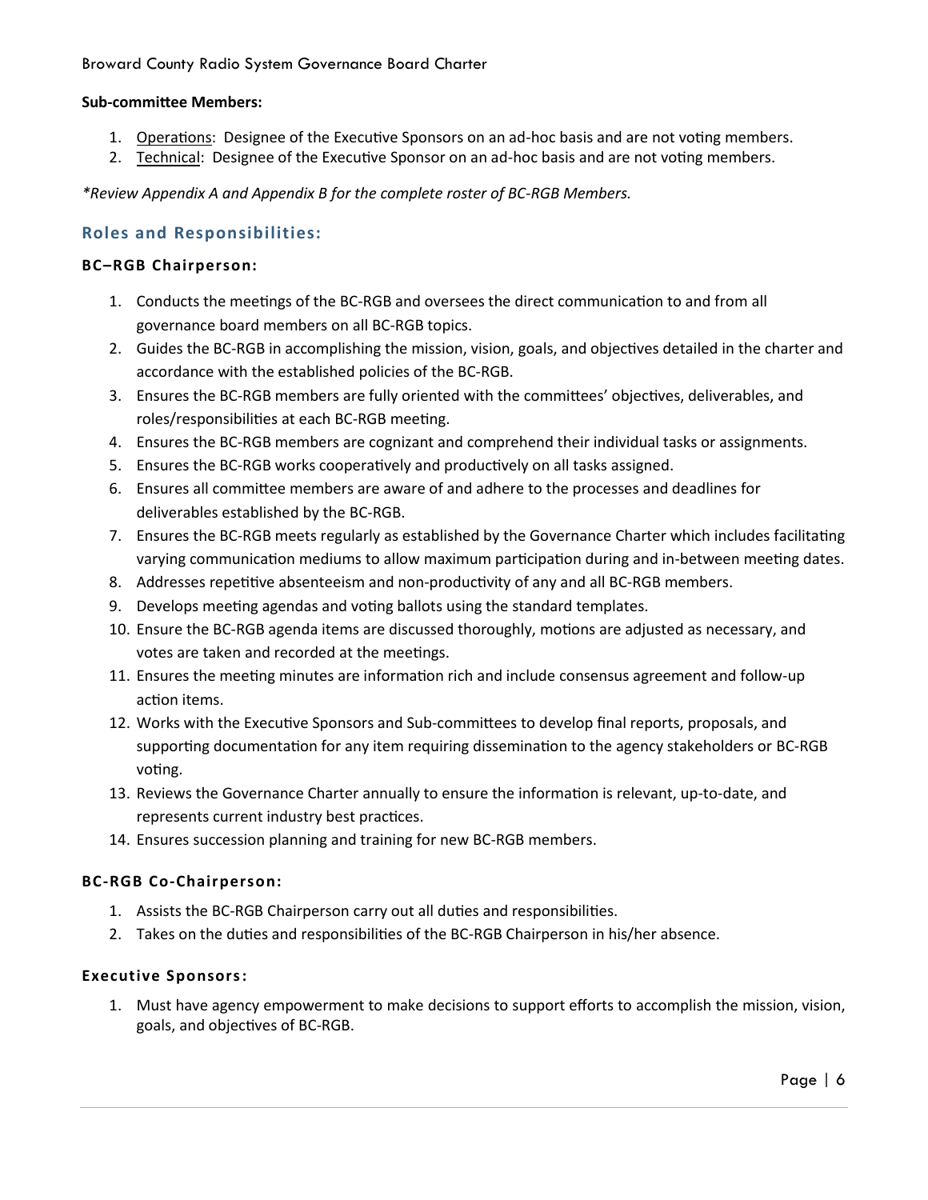**Sub-committee Members:**

1. <u>Operations</u>: Designee of the Executive Sponsors on an ad-hoc basis and are not voting members.
2. <u>Technical</u>: Designee of the Executive Sponsor on an ad-hoc basis and are not voting members.

*\*Review Appendix A and Appendix B for the complete roster of BC-RGB Members.*

## Roles and Responsibilities:

### BC–RGB Chairperson:

1. Conducts the meetings of the BC-RGB and oversees the direct communication to and from all governance board members on all BC-RGB topics.
2. Guides the BC-RGB in accomplishing the mission, vision, goals, and objectives detailed in the charter and accordance with the established policies of the BC-RGB.
3. Ensures the BC-RGB members are fully oriented with the committees' objectives, deliverables, and roles/responsibilities at each BC-RGB meeting.
4. Ensures the BC-RGB members are cognizant and comprehend their individual tasks or assignments.
5. Ensures the BC-RGB works cooperatively and productively on all tasks assigned.
6. Ensures all committee members are aware of and adhere to the processes and deadlines for deliverables established by the BC-RGB.
7. Ensures the BC-RGB meets regularly as established by the Governance Charter which includes facilitating varying communication mediums to allow maximum participation during and in-between meeting dates.
8. Addresses repetitive absenteeism and non-productivity of any and all BC-RGB members.
9. Develops meeting agendas and voting ballots using the standard templates.
10. Ensure the BC-RGB agenda items are discussed thoroughly, motions are adjusted as necessary, and votes are taken and recorded at the meetings.
11. Ensures the meeting minutes are information rich and include consensus agreement and follow-up action items.
12. Works with the Executive Sponsors and Sub-committees to develop final reports, proposals, and supporting documentation for any item requiring dissemination to the agency stakeholders or BC-RGB voting.
13. Reviews the Governance Charter annually to ensure the information is relevant, up-to-date, and represents current industry best practices.
14. Ensures succession planning and training for new BC-RGB members.

### BC-RGB Co-Chairperson:

1. Assists the BC-RGB Chairperson carry out all duties and responsibilities.
2. Takes on the duties and responsibilities of the BC-RGB Chairperson in his/her absence.

### Executive Sponsors:

1. Must have agency empowerment to make decisions to support efforts to accomplish the mission, vision, goals, and objectives of BC-RGB.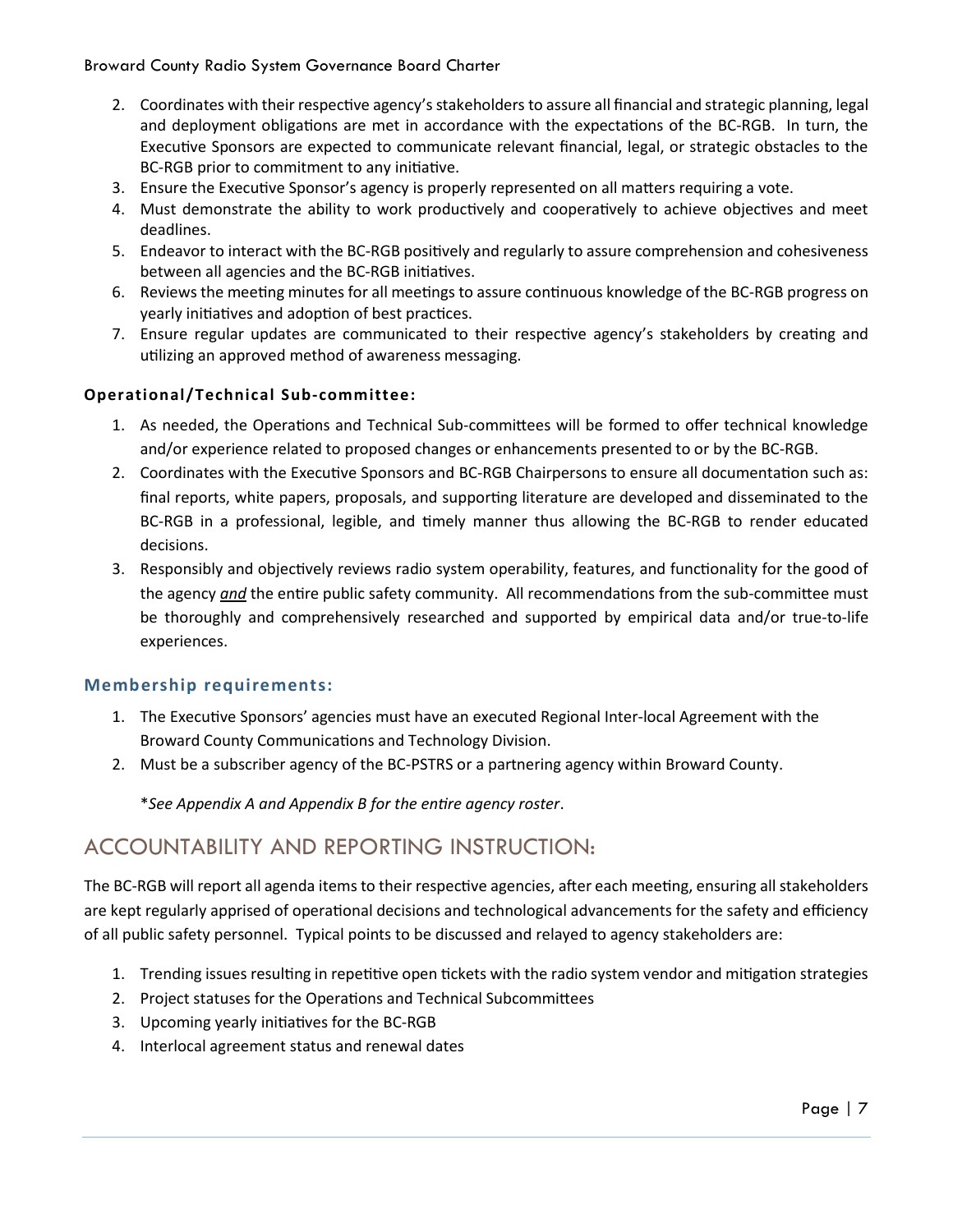2. Coordinates with their respective agency's stakeholders to assure all financial and strategic planning, legal and deployment obligations are met in accordance with the expectations of the BC-RGB. In turn, the Executive Sponsors are expected to communicate relevant financial, legal, or strategic obstacles to the BC-RGB prior to commitment to any initiative.
3. Ensure the Executive Sponsor's agency is properly represented on all matters requiring a vote.
4. Must demonstrate the ability to work productively and cooperatively to achieve objectives and meet deadlines.
5. Endeavor to interact with the BC-RGB positively and regularly to assure comprehension and cohesiveness between all agencies and the BC-RGB initiatives.
6. Reviews the meeting minutes for all meetings to assure continuous knowledge of the BC-RGB progress on yearly initiatives and adoption of best practices.
7. Ensure regular updates are communicated to their respective agency's stakeholders by creating and utilizing an approved method of awareness messaging.

**Operational/Technical Sub-committee:**

1. As needed, the Operations and Technical Sub-committees will be formed to offer technical knowledge and/or experience related to proposed changes or enhancements presented to or by the BC-RGB.
2. Coordinates with the Executive Sponsors and BC-RGB Chairpersons to ensure all documentation such as: final reports, white papers, proposals, and supporting literature are developed and disseminated to the BC-RGB in a professional, legible, and timely manner thus allowing the BC-RGB to render educated decisions.
3. Responsibly and objectively reviews radio system operability, features, and functionality for the good of the agency ***and*** the entire public safety community. All recommendations from the sub-committee must be thoroughly and comprehensively researched and supported by empirical data and/or true-to-life experiences.

### Membership requirements:

1. The Executive Sponsors' agencies must have an executed Regional Inter-local Agreement with the Broward County Communications and Technology Division.
2. Must be a subscriber agency of the BC-PSTRS or a partnering agency within Broward County.

\**See Appendix A and Appendix B for the entire agency roster*.

## ACCOUNTABILITY AND REPORTING INSTRUCTION:

The BC-RGB will report all agenda items to their respective agencies, after each meeting, ensuring all stakeholders are kept regularly apprised of operational decisions and technological advancements for the safety and efficiency of all public safety personnel. Typical points to be discussed and relayed to agency stakeholders are:

1. Trending issues resulting in repetitive open tickets with the radio system vendor and mitigation strategies
2. Project statuses for the Operations and Technical Subcommittees
3. Upcoming yearly initiatives for the BC-RGB
4. Interlocal agreement status and renewal dates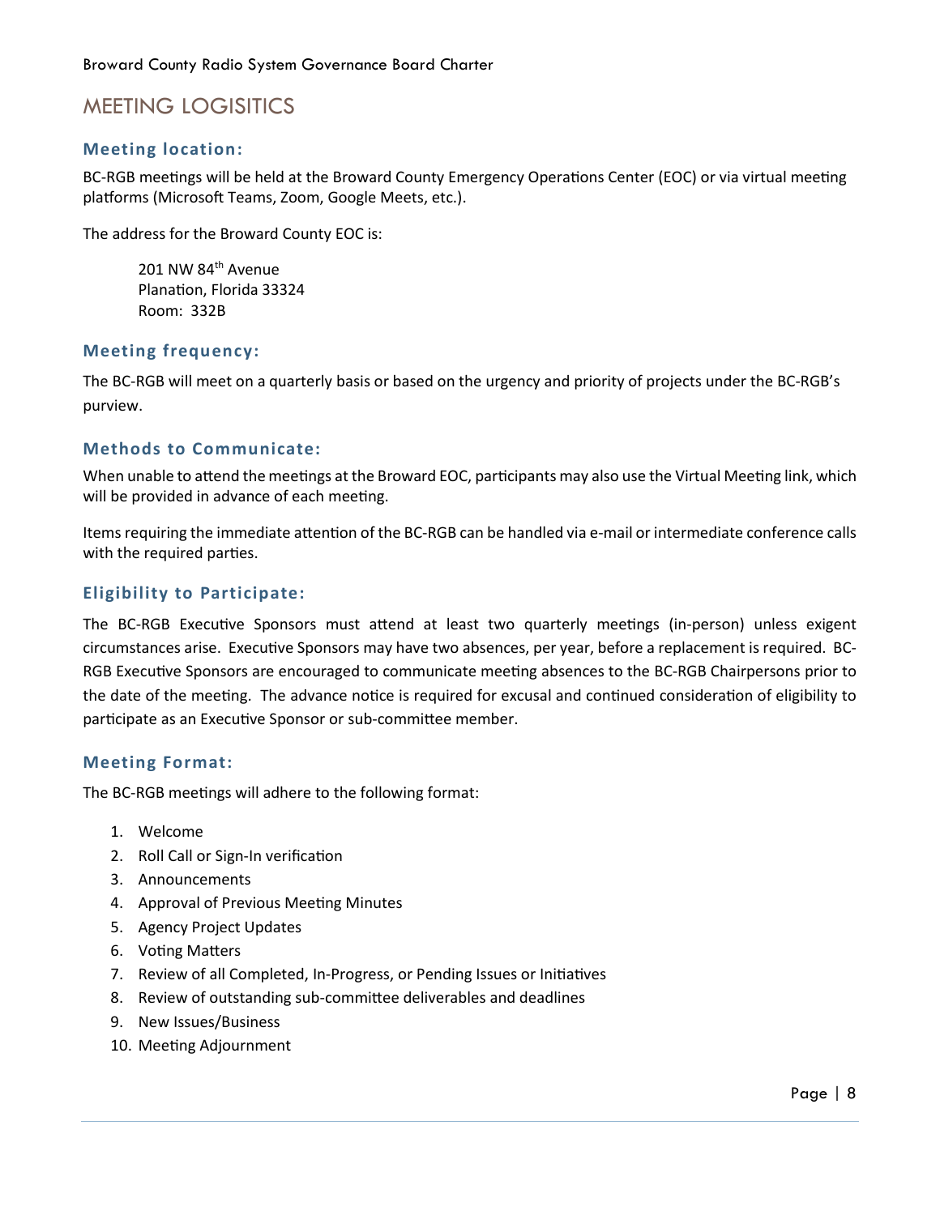# MEETING LOGISITICS

## Meeting location:

BC-RGB meetings will be held at the Broward County Emergency Operations Center (EOC) or via virtual meeting platforms (Microsoft Teams, Zoom, Google Meets, etc.).

The address for the Broward County EOC is:

> 201 NW 84th Avenue
> Planation, Florida 33324
> Room: 332B

## Meeting frequency:

The BC-RGB will meet on a quarterly basis or based on the urgency and priority of projects under the BC-RGB's purview.

## Methods to Communicate:

When unable to attend the meetings at the Broward EOC, participants may also use the Virtual Meeting link, which will be provided in advance of each meeting.

Items requiring the immediate attention of the BC-RGB can be handled via e-mail or intermediate conference calls with the required parties.

## Eligibility to Participate:

The BC-RGB Executive Sponsors must attend at least two quarterly meetings (in-person) unless exigent circumstances arise. Executive Sponsors may have two absences, per year, before a replacement is required. BC-RGB Executive Sponsors are encouraged to communicate meeting absences to the BC-RGB Chairpersons prior to the date of the meeting. The advance notice is required for excusal and continued consideration of eligibility to participate as an Executive Sponsor or sub-committee member.

## Meeting Format:

The BC-RGB meetings will adhere to the following format:

1. Welcome
2. Roll Call or Sign-In verification
3. Announcements
4. Approval of Previous Meeting Minutes
5. Agency Project Updates
6. Voting Matters
7. Review of all Completed, In-Progress, or Pending Issues or Initiatives
8. Review of outstanding sub-committee deliverables and deadlines
9. New Issues/Business
10. Meeting Adjournment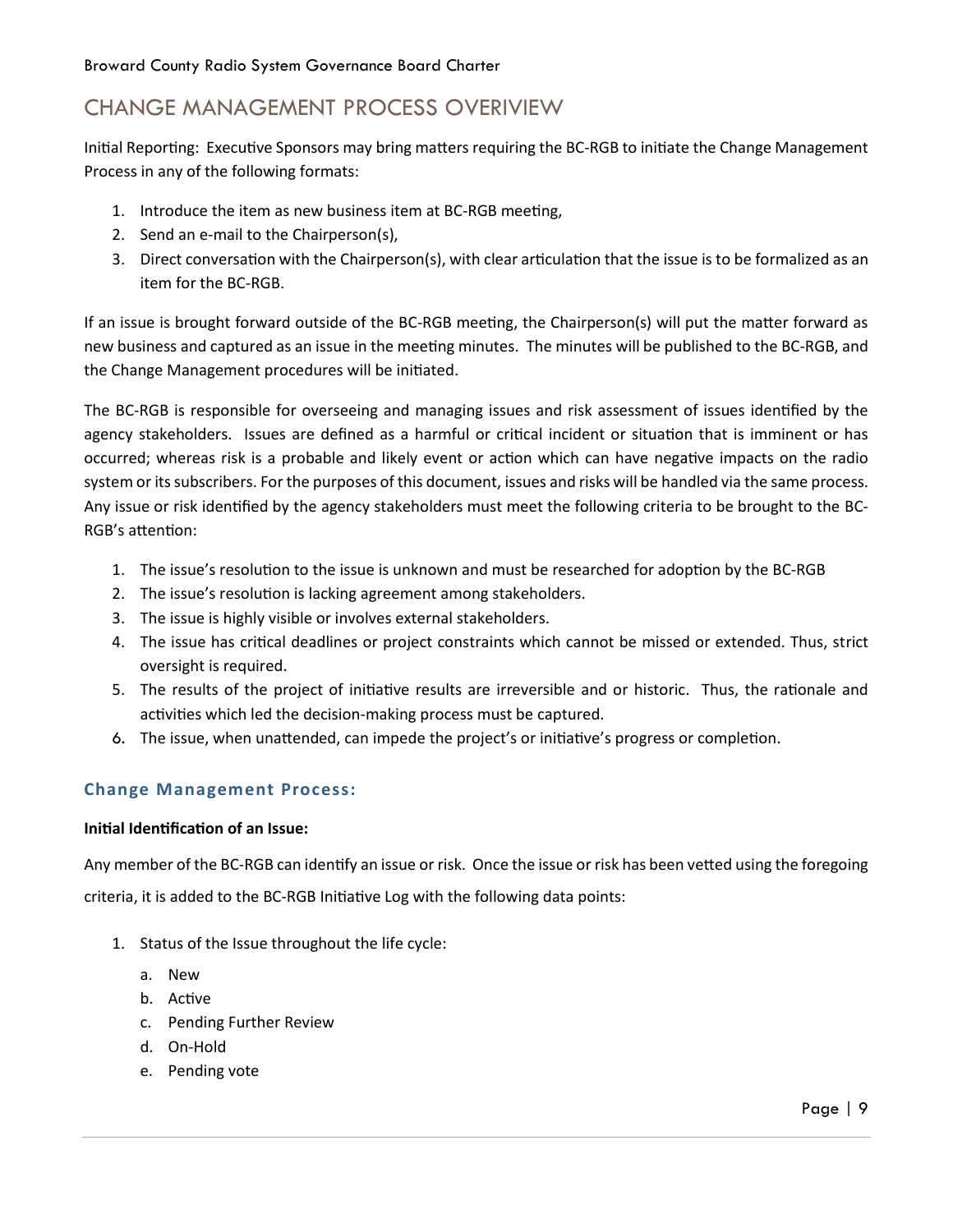## CHANGE MANAGEMENT PROCESS OVERVIEW

Initial Reporting: Executive Sponsors may bring matters requiring the BC-RGB to initiate the Change Management Process in any of the following formats:

1. Introduce the item as new business item at BC-RGB meeting,
2. Send an e-mail to the Chairperson(s),
3. Direct conversation with the Chairperson(s), with clear articulation that the issue is to be formalized as an item for the BC-RGB.

If an issue is brought forward outside of the BC-RGB meeting, the Chairperson(s) will put the matter forward as new business and captured as an issue in the meeting minutes. The minutes will be published to the BC-RGB, and the Change Management procedures will be initiated.

The BC-RGB is responsible for overseeing and managing issues and risk assessment of issues identified by the agency stakeholders. Issues are defined as a harmful or critical incident or situation that is imminent or has occurred; whereas risk is a probable and likely event or action which can have negative impacts on the radio system or its subscribers. For the purposes of this document, issues and risks will be handled via the same process. Any issue or risk identified by the agency stakeholders must meet the following criteria to be brought to the BC-RGB's attention:

1. The issue's resolution to the issue is unknown and must be researched for adoption by the BC-RGB
2. The issue's resolution is lacking agreement among stakeholders.
3. The issue is highly visible or involves external stakeholders.
4. The issue has critical deadlines or project constraints which cannot be missed or extended. Thus, strict oversight is required.
5. The results of the project of initiative results are irreversible and or historic. Thus, the rationale and activities which led the decision-making process must be captured.
6. The issue, when unattended, can impede the project's or initiative's progress or completion.

### Change Management Process:

**Initial Identification of an Issue:**

Any member of the BC-RGB can identify an issue or risk. Once the issue or risk has been vetted using the foregoing criteria, it is added to the BC-RGB Initiative Log with the following data points:

1. Status of the Issue throughout the life cycle:
   a. New
   b. Active
   c. Pending Further Review
   d. On-Hold
   e. Pending vote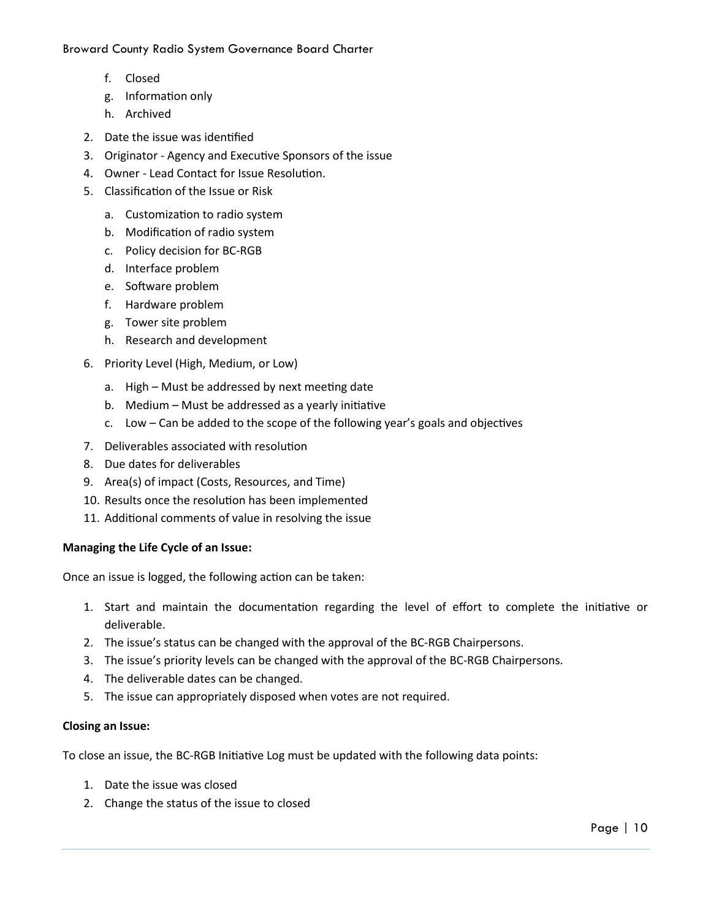f. Closed
   g. Information only
   h. Archived

2. Date the issue was identified
3. Originator - Agency and Executive Sponsors of the issue
4. Owner - Lead Contact for Issue Resolution.
5. Classification of the Issue or Risk
   a. Customization to radio system
   b. Modification of radio system
   c. Policy decision for BC-RGB
   d. Interface problem
   e. Software problem
   f. Hardware problem
   g. Tower site problem
   h. Research and development
6. Priority Level (High, Medium, or Low)
   a. High – Must be addressed by next meeting date
   b. Medium – Must be addressed as a yearly initiative
   c. Low – Can be added to the scope of the following year's goals and objectives
7. Deliverables associated with resolution
8. Due dates for deliverables
9. Area(s) of impact (Costs, Resources, and Time)
10. Results once the resolution has been implemented
11. Additional comments of value in resolving the issue

**Managing the Life Cycle of an Issue:**

Once an issue is logged, the following action can be taken:

1. Start and maintain the documentation regarding the level of effort to complete the initiative or deliverable.
2. The issue's status can be changed with the approval of the BC-RGB Chairpersons.
3. The issue's priority levels can be changed with the approval of the BC-RGB Chairpersons.
4. The deliverable dates can be changed.
5. The issue can appropriately disposed when votes are not required.

**Closing an Issue:**

To close an issue, the BC-RGB Initiative Log must be updated with the following data points:

1. Date the issue was closed
2. Change the status of the issue to closed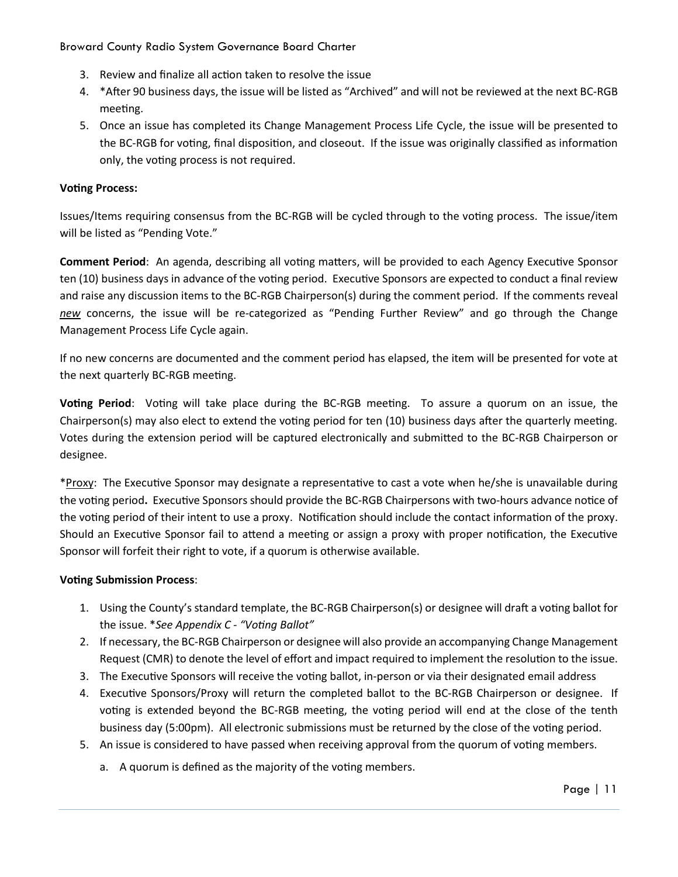3. Review and finalize all action taken to resolve the issue
4. *After 90 business days, the issue will be listed as "Archived" and will not be reviewed at the next BC-RGB meeting.
5. Once an issue has completed its Change Management Process Life Cycle, the issue will be presented to the BC-RGB for voting, final disposition, and closeout. If the issue was originally classified as information only, the voting process is not required.

**Voting Process:**

Issues/Items requiring consensus from the BC-RGB will be cycled through to the voting process. The issue/item will be listed as "Pending Vote."

**Comment Period**: An agenda, describing all voting matters, will be provided to each Agency Executive Sponsor ten (10) business days in advance of the voting period. Executive Sponsors are expected to conduct a final review and raise any discussion items to the BC-RGB Chairperson(s) during the comment period. If the comments reveal ***new*** concerns, the issue will be re-categorized as "Pending Further Review" and go through the Change Management Process Life Cycle again.

If no new concerns are documented and the comment period has elapsed, the item will be presented for vote at the next quarterly BC-RGB meeting.

**Voting Period**: Voting will take place during the BC-RGB meeting. To assure a quorum on an issue, the Chairperson(s) may also elect to extend the voting period for ten (10) business days after the quarterly meeting. Votes during the extension period will be captured electronically and submitted to the BC-RGB Chairperson or designee.

*Proxy: The Executive Sponsor may designate a representative to cast a vote when he/she is unavailable during the voting period**.** Executive Sponsors should provide the BC-RGB Chairpersons with two-hours advance notice of the voting period of their intent to use a proxy. Notification should include the contact information of the proxy. Should an Executive Sponsor fail to attend a meeting or assign a proxy with proper notification, the Executive Sponsor will forfeit their right to vote, if a quorum is otherwise available.

**Voting Submission Process**:

1. Using the County's standard template, the BC-RGB Chairperson(s) or designee will draft a voting ballot for the issue. **See Appendix C - "Voting Ballot"*
2. If necessary, the BC-RGB Chairperson or designee will also provide an accompanying Change Management Request (CMR) to denote the level of effort and impact required to implement the resolution to the issue.
3. The Executive Sponsors will receive the voting ballot, in-person or via their designated email address
4. Executive Sponsors/Proxy will return the completed ballot to the BC-RGB Chairperson or designee. If voting is extended beyond the BC-RGB meeting, the voting period will end at the close of the tenth business day (5:00pm). All electronic submissions must be returned by the close of the voting period.
5. An issue is considered to have passed when receiving approval from the quorum of voting members.
   a. A quorum is defined as the majority of the voting members.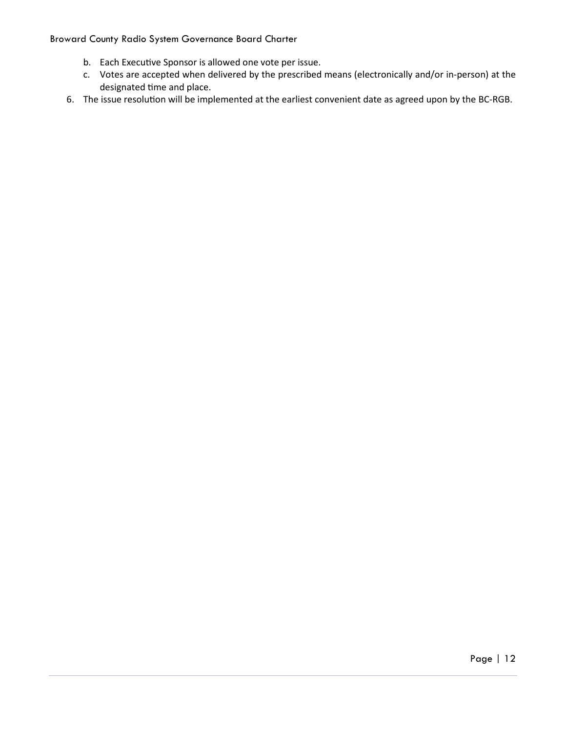b. Each Executive Sponsor is allowed one vote per issue.
   c. Votes are accepted when delivered by the prescribed means (electronically and/or in-person) at the designated time and place.
6. The issue resolution will be implemented at the earliest convenient date as agreed upon by the BC-RGB.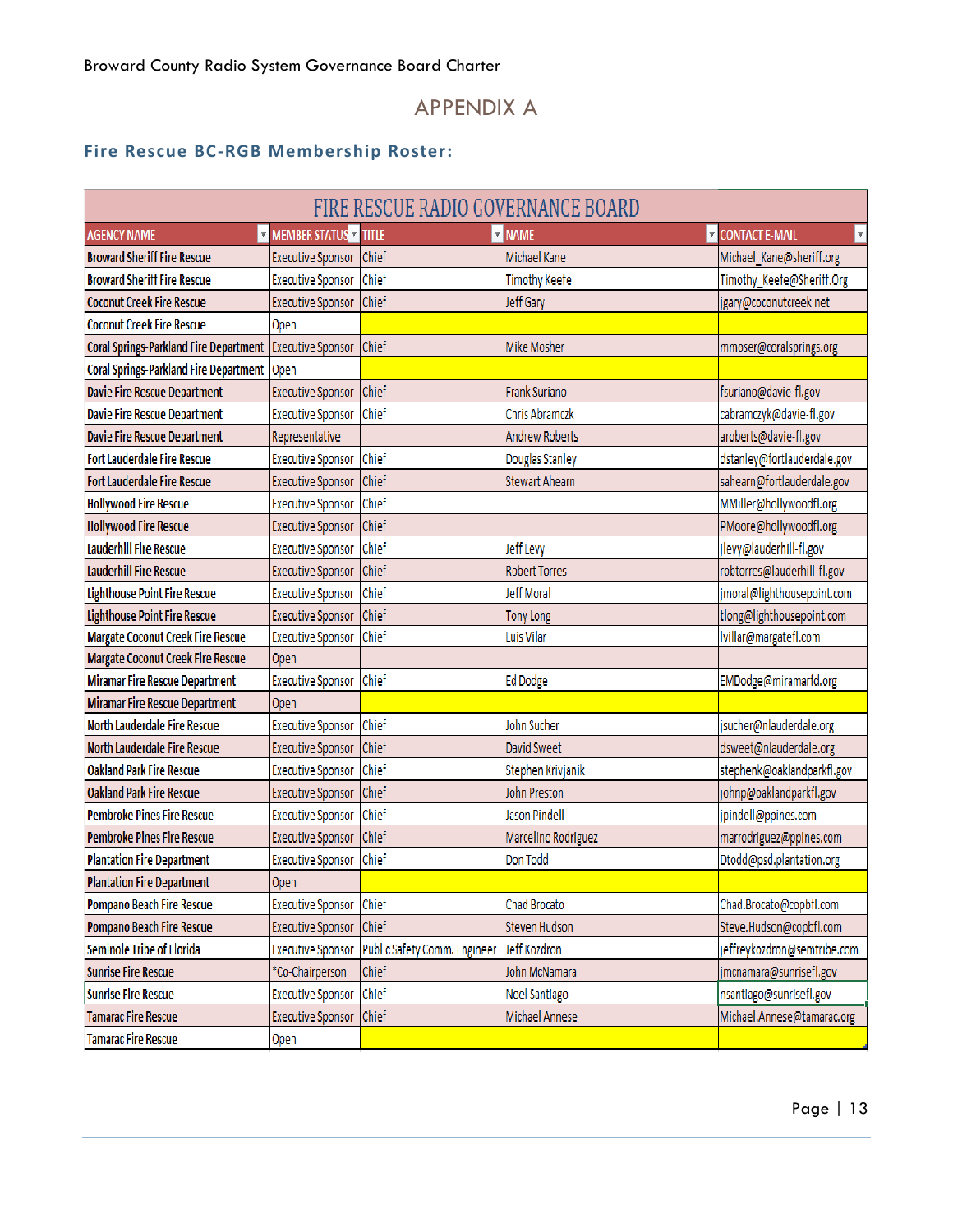# APPENDIX A

## Fire Rescue BC-RGB Membership Roster:

| FIRE RESCUE RADIO GOVERNANCE BOARD | | | | |
|---|---|---|---|---|
| AGENCY NAME | MEMBER STATUS | TITLE | NAME | CONTACT E-MAIL |
| Broward Sheriff Fire Rescue | Executive Sponsor | Chief | Michael Kane | Michael_Kane@sheriff.org |
| Broward Sheriff Fire Rescue | Executive Sponsor | Chief | Timothy Keefe | Timothy_Keefe@Sheriff.Org |
| Coconut Creek Fire Rescue | Executive Sponsor | Chief | Jeff Gary | jgary@coconutcreek.net |
| Coconut Creek Fire Rescue | Open | | | |
| Coral Springs-Parkland Fire Department | Executive Sponsor | Chief | Mike Mosher | mmoser@coralsprings.org |
| Coral Springs-Parkland Fire Department | Open | | | |
| Davie Fire Rescue Department | Executive Sponsor | Chief | Frank Suriano | fsuriano@davie-fl.gov |
| Davie Fire Rescue Department | Executive Sponsor | Chief | Chris Abramczk | cabramczyk@davie-fl.gov |
| Davie Fire Rescue Department | Representative | | Andrew Roberts | aroberts@davie-fl.gov |
| Fort Lauderdale Fire Rescue | Executive Sponsor | Chief | Douglas Stanley | dstanley@fortlauderdale.gov |
| Fort Lauderdale Fire Rescue | Executive Sponsor | Chief | Stewart Ahearn | sahearn@fortlauderdale.gov |
| Hollywood Fire Rescue | Executive Sponsor | Chief | | MMiller@hollywoodfl.org |
| Hollywood Fire Rescue | Executive Sponsor | Chief | | PMoore@hollywoodfl.org |
| Lauderhill Fire Rescue | Executive Sponsor | Chief | Jeff Levy | jlevy@lauderhill-fl.gov |
| Lauderhill Fire Rescue | Executive Sponsor | Chief | Robert Torres | robtorres@lauderhill-fl.gov |
| Lighthouse Point Fire Rescue | Executive Sponsor | Chief | Jeff Moral | jmoral@lighthousepoint.com |
| Lighthouse Point Fire Rescue | Executive Sponsor | Chief | Tony Long | tlong@lighthousepoint.com |
| Margate Coconut Creek Fire Rescue | Executive Sponsor | Chief | Luis Vilar | lvillar@margatefl.com |
| Margate Coconut Creek Fire Rescue | Open | | | |
| Miramar Fire Rescue Department | Executive Sponsor | Chief | Ed Dodge | EMDodge@miramarfd.org |
| Miramar Fire Rescue Department | Open | | | |
| North Lauderdale Fire Rescue | Executive Sponsor | Chief | John Sucher | jsucher@nlauderdale.org |
| North Lauderdale Fire Rescue | Executive Sponsor | Chief | David Sweet | dsweet@nlauderdale.org |
| Oakland Park Fire Rescue | Executive Sponsor | Chief | Stephen Krivjanik | stephenk@oaklandparkfl.gov |
| Oakland Park Fire Rescue | Executive Sponsor | Chief | John Preston | johnp@oaklandparkfl.gov |
| Pembroke Pines Fire Rescue | Executive Sponsor | Chief | Jason Pindell | jpindell@ppines.com |
| Pembroke Pines Fire Rescue | Executive Sponsor | Chief | Marcelino Rodriguez | marrodriguez@ppines.com |
| Plantation Fire Department | Executive Sponsor | Chief | Don Todd | Dtodd@psd.plantation.org |
| Plantation Fire Department | Open | | | |
| Pompano Beach Fire Rescue | Executive Sponsor | Chief | Chad Brocato | Chad.Brocato@copbfl.com |
| Pompano Beach Fire Rescue | Executive Sponsor | Chief | Steven Hudson | Steve.Hudson@copbfl.com |
| Seminole Tribe of Florida | Executive Sponsor | Public Safety Comm. Engineer | Jeff Kozdron | jeffreykozdron@semtribe.com |
| Sunrise Fire Rescue | *Co-Chairperson | Chief | John McNamara | jmcnamara@sunrisefl.gov |
| Sunrise Fire Rescue | Executive Sponsor | Chief | Noel Santiago | nsantiago@sunrisefl.gov |
| Tamarac Fire Rescue | Executive Sponsor | Chief | Michael Annese | Michael.Annese@tamarac.org |
| Tamarac Fire Rescue | Open | | | |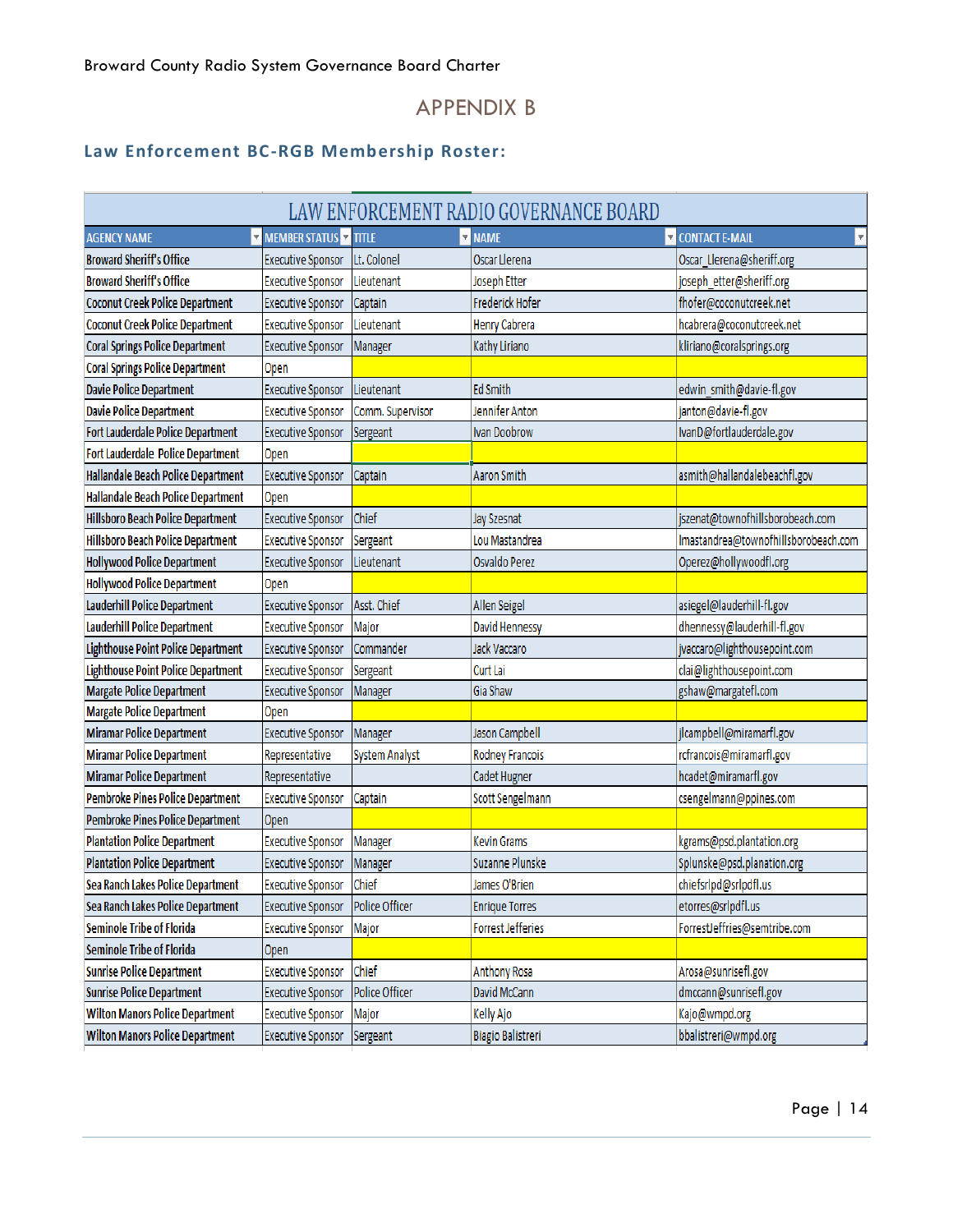## APPENDIX B

### Law Enforcement BC-RGB Membership Roster:

| LAW ENFORCEMENT RADIO GOVERNANCE BOARD | | | | |
|---|---|---|---|---|
| AGENCY NAME | MEMBER STATUS | TITLE | NAME | CONTACT E-MAIL |
| Broward Sheriff's Office | Executive Sponsor | Lt. Colonel | Oscar Llerena | Oscar_Llerena@sheriff.org |
| Broward Sheriff's Office | Executive Sponsor | Lieutenant | Joseph Etter | joseph_etter@sheriff.org |
| Coconut Creek Police Department | Executive Sponsor | Captain | Frederick Hofer | fhofer@coconutcreek.net |
| Coconut Creek Police Department | Executive Sponsor | Lieutenant | Henry Cabrera | hcabrera@coconutcreek.net |
| Coral Springs Police Department | Executive Sponsor | Manager | Kathy Liriano | kliriano@coralsprings.org |
| Coral Springs Police Department | Open | | | |
| Davie Police Department | Executive Sponsor | Lieutenant | Ed Smith | edwin_smith@davie-fl.gov |
| Davie Police Department | Executive Sponsor | Comm. Supervisor | Jennifer Anton | janton@davie-fl.gov |
| Fort Lauderdale Police Department | Executive Sponsor | Sergeant | Ivan Doobrow | IvanD@fortlauderdale.gov |
| Fort Lauderdale Police Department | Open | | | |
| Hallandale Beach Police Department | Executive Sponsor | Captain | Aaron Smith | asmith@hallandalebeachfl.gov |
| Hallandale Beach Police Department | Open | | | |
| Hillsboro Beach Police Department | Executive Sponsor | Chief | Jay Szesnat | jszenat@townofhillsborobeach.com |
| Hillsboro Beach Police Department | Executive Sponsor | Sergeant | Lou Mastandrea | lmastandrea@townofhillsborobeach.com |
| Hollywood Police Department | Executive Sponsor | Lieutenant | Osvaldo Perez | Operez@hollywoodfl.org |
| Hollywood Police Department | Open | | | |
| Lauderhill Police Department | Executive Sponsor | Asst. Chief | Allen Seigel | asiegel@lauderhill-fl.gov |
| Lauderhill Police Department | Executive Sponsor | Major | David Hennessy | dhennessy@lauderhill-fl.gov |
| Lighthouse Point Police Department | Executive Sponsor | Commander | Jack Vaccaro | jvaccaro@lighthousepoint.com |
| Lighthouse Point Police Department | Executive Sponsor | Sergeant | Curt Lai | clai@lighthousepoint.com |
| Margate Police Department | Executive Sponsor | Manager | Gia Shaw | gshaw@margatefl.com |
| Margate Police Department | Open | | | |
| Miramar Police Department | Executive Sponsor | Manager | Jason Campbell | jlcampbell@miramarfl.gov |
| Miramar Police Department | Representative | System Analyst | Rodney Francois | rcfrancois@miramarfl.gov |
| Miramar Police Department | Representative | | Cadet Hugner | hcadet@miramarfl.gov |
| Pembroke Pines Police Department | Executive Sponsor | Captain | Scott Sengelmann | csengelmann@ppines.com |
| Pembroke Pines Police Department | Open | | | |
| Plantation Police Department | Executive Sponsor | Manager | Kevin Grams | kgrams@psd.plantation.org |
| Plantation Police Department | Executive Sponsor | Manager | Suzanne Plunske | Splunske@psd.planation.org |
| Sea Ranch Lakes Police Department | Executive Sponsor | Chief | James O'Brien | chiefsrlpd@srlpdfl.us |
| Sea Ranch Lakes Police Department | Executive Sponsor | Police Officer | Enrique Torres | etorres@srlpdfl.us |
| Seminole Tribe of Florida | Executive Sponsor | Major | Forrest Jefferies | ForrestJeffries@semtribe.com |
| Seminole Tribe of Florida | Open | | | |
| Sunrise Police Department | Executive Sponsor | Chief | Anthony Rosa | Arosa@sunrisefl.gov |
| Sunrise Police Department | Executive Sponsor | Police Officer | David McCann | dmccann@sunrisefl.gov |
| Wilton Manors Police Department | Executive Sponsor | Major | Kelly Ajo | Kajo@wmpd.org |
| Wilton Manors Police Department | Executive Sponsor | Sergeant | Biagio Balistreri | bbalistreri@wmpd.org |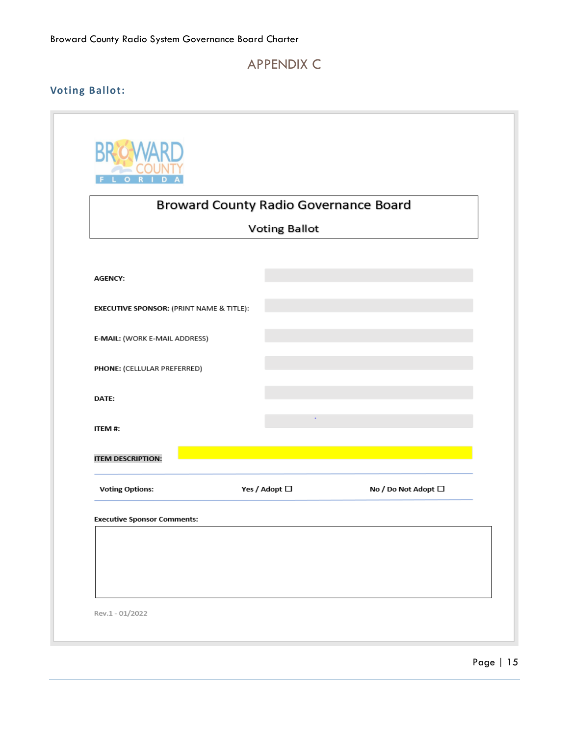# APPENDIX C

## Voting Ballot:

BROWARD COUNTY FLORIDA

**Broward County Radio Governance Board**

**Voting Ballot**

**AGENCY:**

**EXECUTIVE SPONSOR:** (PRINT NAME & TITLE):

**E-MAIL:** (WORK E-MAIL ADDRESS)

**PHONE:** (CELLULAR PREFERRED)

**DATE:**

**ITEM #:**

**ITEM DESCRIPTION:**

| | | |
|---|---|---|
| **Voting Options:** | **Yes / Adopt ☐** | **No / Do Not Adopt ☐** |

**Executive Sponsor Comments:**

Rev.1 - 01/2022